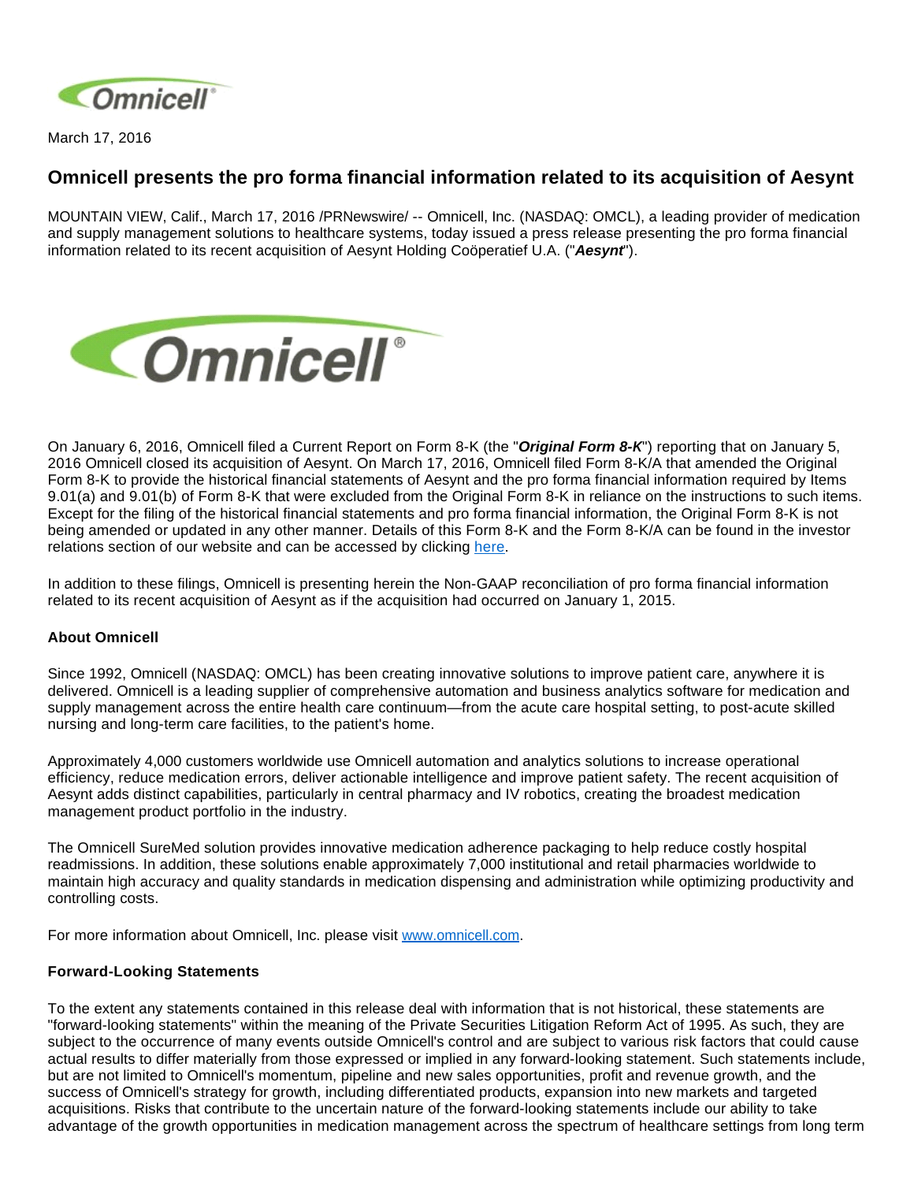March 17, 2016

# Omnicell presents the pro forma financial information related to its acquisition of Aesynt

MOUNTAIN VIEW, Calif., March 17, 2016 /PRNewswire/ -- Omnicell, Inc. (NASDAQ: OMCL), a leading provider of medication and supply management solutions to healthcare systems, today issued a press release presenting the pro forma financial information related to its recent acquisition of Aesynt Holding Coöperatief U.A. ("***Aesynt***").

On January 6, 2016, Omnicell filed a Current Report on Form 8-K (the "***Original Form 8-K***") reporting that on January 5, 2016 Omnicell closed its acquisition of Aesynt. On March 17, 2016, Omnicell filed Form 8-K/A that amended the Original Form 8-K to provide the historical financial statements of Aesynt and the pro forma financial information required by Items 9.01(a) and 9.01(b) of Form 8-K that were excluded from the Original Form 8-K in reliance on the instructions to such items. Except for the filing of the historical financial statements and pro forma financial information, the Original Form 8-K is not being amended or updated in any other manner. Details of this Form 8-K and the Form 8-K/A can be found in the investor relations section of our website and can be accessed by clicking here.

In addition to these filings, Omnicell is presenting herein the Non-GAAP reconciliation of pro forma financial information related to its recent acquisition of Aesynt as if the acquisition had occurred on January 1, 2015.

**About Omnicell**

Since 1992, Omnicell (NASDAQ: OMCL) has been creating innovative solutions to improve patient care, anywhere it is delivered. Omnicell is a leading supplier of comprehensive automation and business analytics software for medication and supply management across the entire health care continuum—from the acute care hospital setting, to post-acute skilled nursing and long-term care facilities, to the patient's home.

Approximately 4,000 customers worldwide use Omnicell automation and analytics solutions to increase operational efficiency, reduce medication errors, deliver actionable intelligence and improve patient safety. The recent acquisition of Aesynt adds distinct capabilities, particularly in central pharmacy and IV robotics, creating the broadest medication management product portfolio in the industry.

The Omnicell SureMed solution provides innovative medication adherence packaging to help reduce costly hospital readmissions. In addition, these solutions enable approximately 7,000 institutional and retail pharmacies worldwide to maintain high accuracy and quality standards in medication dispensing and administration while optimizing productivity and controlling costs.

For more information about Omnicell, Inc. please visit www.omnicell.com.

**Forward-Looking Statements**

To the extent any statements contained in this release deal with information that is not historical, these statements are "forward-looking statements" within the meaning of the Private Securities Litigation Reform Act of 1995. As such, they are subject to the occurrence of many events outside Omnicell's control and are subject to various risk factors that could cause actual results to differ materially from those expressed or implied in any forward-looking statement. Such statements include, but are not limited to Omnicell's momentum, pipeline and new sales opportunities, profit and revenue growth, and the success of Omnicell's strategy for growth, including differentiated products, expansion into new markets and targeted acquisitions. Risks that contribute to the uncertain nature of the forward-looking statements include our ability to take advantage of the growth opportunities in medication management across the spectrum of healthcare settings from long term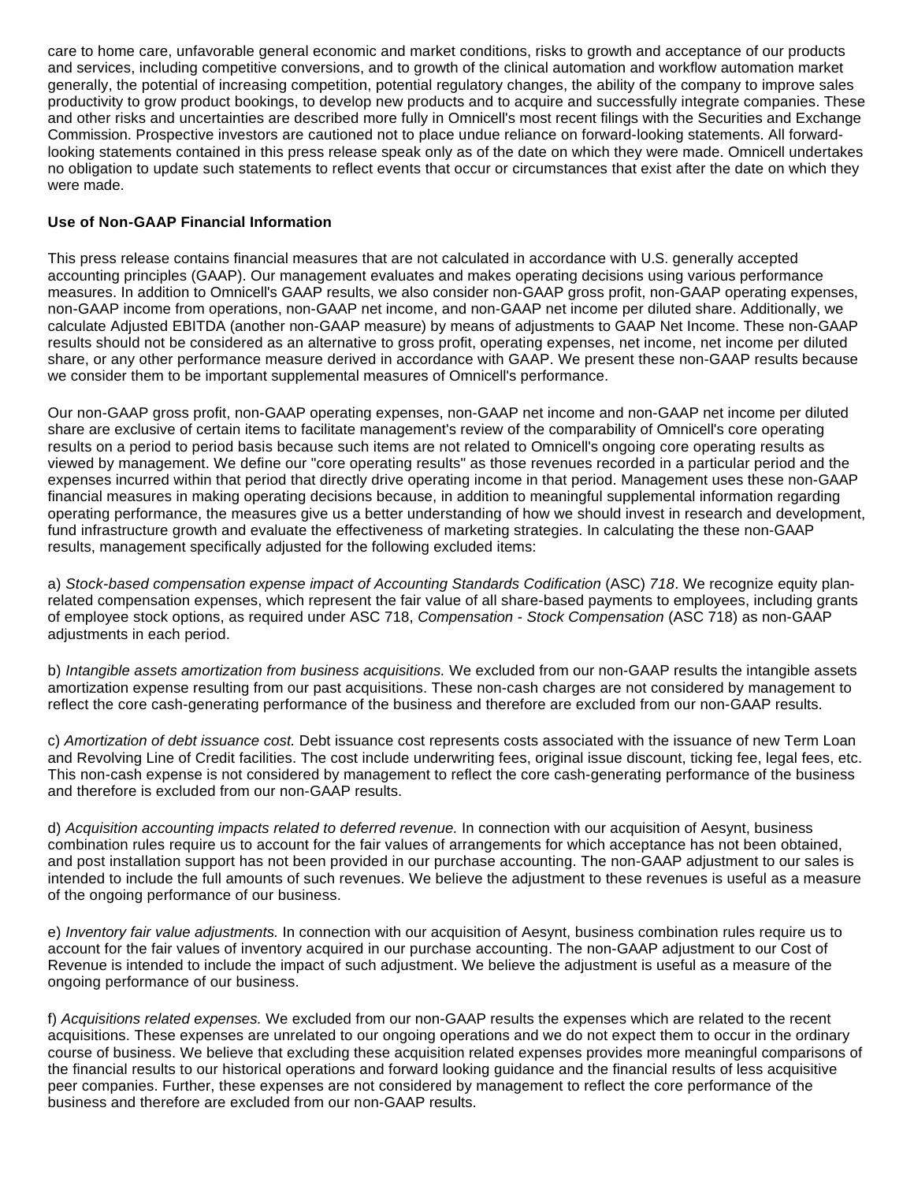care to home care, unfavorable general economic and market conditions, risks to growth and acceptance of our products and services, including competitive conversions, and to growth of the clinical automation and workflow automation market generally, the potential of increasing competition, potential regulatory changes, the ability of the company to improve sales productivity to grow product bookings, to develop new products and to acquire and successfully integrate companies. These and other risks and uncertainties are described more fully in Omnicell's most recent filings with the Securities and Exchange Commission. Prospective investors are cautioned not to place undue reliance on forward-looking statements. All forward-looking statements contained in this press release speak only as of the date on which they were made. Omnicell undertakes no obligation to update such statements to reflect events that occur or circumstances that exist after the date on which they were made.

**Use of Non-GAAP Financial Information**

This press release contains financial measures that are not calculated in accordance with U.S. generally accepted accounting principles (GAAP). Our management evaluates and makes operating decisions using various performance measures. In addition to Omnicell's GAAP results, we also consider non-GAAP gross profit, non-GAAP operating expenses, non-GAAP income from operations, non-GAAP net income, and non-GAAP net income per diluted share. Additionally, we calculate Adjusted EBITDA (another non-GAAP measure) by means of adjustments to GAAP Net Income. These non-GAAP results should not be considered as an alternative to gross profit, operating expenses, net income, net income per diluted share, or any other performance measure derived in accordance with GAAP. We present these non-GAAP results because we consider them to be important supplemental measures of Omnicell's performance.

Our non-GAAP gross profit, non-GAAP operating expenses, non-GAAP net income and non-GAAP net income per diluted share are exclusive of certain items to facilitate management's review of the comparability of Omnicell's core operating results on a period to period basis because such items are not related to Omnicell's ongoing core operating results as viewed by management. We define our "core operating results" as those revenues recorded in a particular period and the expenses incurred within that period that directly drive operating income in that period. Management uses these non-GAAP financial measures in making operating decisions because, in addition to meaningful supplemental information regarding operating performance, the measures give us a better understanding of how we should invest in research and development, fund infrastructure growth and evaluate the effectiveness of marketing strategies. In calculating the these non-GAAP results, management specifically adjusted for the following excluded items:

a) *Stock-based compensation expense impact of Accounting Standards Codification* (ASC) *718*. We recognize equity plan-related compensation expenses, which represent the fair value of all share-based payments to employees, including grants of employee stock options, as required under ASC 718, *Compensation - Stock Compensation* (ASC 718) as non-GAAP adjustments in each period.

b) *Intangible assets amortization from business acquisitions.* We excluded from our non-GAAP results the intangible assets amortization expense resulting from our past acquisitions. These non-cash charges are not considered by management to reflect the core cash-generating performance of the business and therefore are excluded from our non-GAAP results.

c) *Amortization of debt issuance cost.* Debt issuance cost represents costs associated with the issuance of new Term Loan and Revolving Line of Credit facilities. The cost include underwriting fees, original issue discount, ticking fee, legal fees, etc. This non-cash expense is not considered by management to reflect the core cash-generating performance of the business and therefore is excluded from our non-GAAP results.

d) *Acquisition accounting impacts related to deferred revenue.* In connection with our acquisition of Aesynt, business combination rules require us to account for the fair values of arrangements for which acceptance has not been obtained, and post installation support has not been provided in our purchase accounting. The non-GAAP adjustment to our sales is intended to include the full amounts of such revenues. We believe the adjustment to these revenues is useful as a measure of the ongoing performance of our business.

e) *Inventory fair value adjustments.* In connection with our acquisition of Aesynt, business combination rules require us to account for the fair values of inventory acquired in our purchase accounting. The non-GAAP adjustment to our Cost of Revenue is intended to include the impact of such adjustment. We believe the adjustment is useful as a measure of the ongoing performance of our business.

f) *Acquisitions related expenses.* We excluded from our non-GAAP results the expenses which are related to the recent acquisitions. These expenses are unrelated to our ongoing operations and we do not expect them to occur in the ordinary course of business. We believe that excluding these acquisition related expenses provides more meaningful comparisons of the financial results to our historical operations and forward looking guidance and the financial results of less acquisitive peer companies. Further, these expenses are not considered by management to reflect the core performance of the business and therefore are excluded from our non-GAAP results.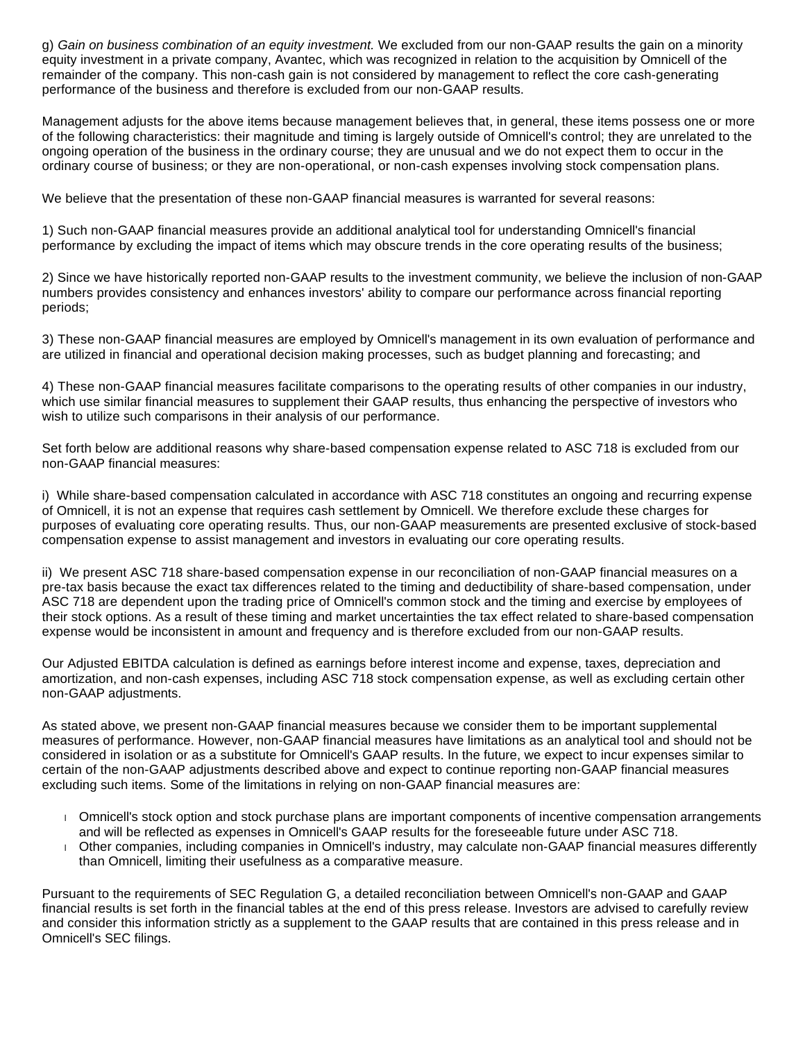g) *Gain on business combination of an equity investment.* We excluded from our non-GAAP results the gain on a minority equity investment in a private company, Avantec, which was recognized in relation to the acquisition by Omnicell of the remainder of the company. This non-cash gain is not considered by management to reflect the core cash-generating performance of the business and therefore is excluded from our non-GAAP results.

Management adjusts for the above items because management believes that, in general, these items possess one or more of the following characteristics: their magnitude and timing is largely outside of Omnicell's control; they are unrelated to the ongoing operation of the business in the ordinary course; they are unusual and we do not expect them to occur in the ordinary course of business; or they are non-operational, or non-cash expenses involving stock compensation plans.

We believe that the presentation of these non-GAAP financial measures is warranted for several reasons:

1) Such non-GAAP financial measures provide an additional analytical tool for understanding Omnicell's financial performance by excluding the impact of items which may obscure trends in the core operating results of the business;

2) Since we have historically reported non-GAAP results to the investment community, we believe the inclusion of non-GAAP numbers provides consistency and enhances investors' ability to compare our performance across financial reporting periods;

3) These non-GAAP financial measures are employed by Omnicell's management in its own evaluation of performance and are utilized in financial and operational decision making processes, such as budget planning and forecasting; and

4) These non-GAAP financial measures facilitate comparisons to the operating results of other companies in our industry, which use similar financial measures to supplement their GAAP results, thus enhancing the perspective of investors who wish to utilize such comparisons in their analysis of our performance.

Set forth below are additional reasons why share-based compensation expense related to ASC 718 is excluded from our non-GAAP financial measures:

i) While share-based compensation calculated in accordance with ASC 718 constitutes an ongoing and recurring expense of Omnicell, it is not an expense that requires cash settlement by Omnicell. We therefore exclude these charges for purposes of evaluating core operating results. Thus, our non-GAAP measurements are presented exclusive of stock-based compensation expense to assist management and investors in evaluating our core operating results.

ii) We present ASC 718 share-based compensation expense in our reconciliation of non-GAAP financial measures on a pre-tax basis because the exact tax differences related to the timing and deductibility of share-based compensation, under ASC 718 are dependent upon the trading price of Omnicell's common stock and the timing and exercise by employees of their stock options. As a result of these timing and market uncertainties the tax effect related to share-based compensation expense would be inconsistent in amount and frequency and is therefore excluded from our non-GAAP results.

Our Adjusted EBITDA calculation is defined as earnings before interest income and expense, taxes, depreciation and amortization, and non-cash expenses, including ASC 718 stock compensation expense, as well as excluding certain other non-GAAP adjustments.

As stated above, we present non-GAAP financial measures because we consider them to be important supplemental measures of performance. However, non-GAAP financial measures have limitations as an analytical tool and should not be considered in isolation or as a substitute for Omnicell's GAAP results. In the future, we expect to incur expenses similar to certain of the non-GAAP adjustments described above and expect to continue reporting non-GAAP financial measures excluding such items. Some of the limitations in relying on non-GAAP financial measures are:

- Omnicell's stock option and stock purchase plans are important components of incentive compensation arrangements and will be reflected as expenses in Omnicell's GAAP results for the foreseeable future under ASC 718.
- Other companies, including companies in Omnicell's industry, may calculate non-GAAP financial measures differently than Omnicell, limiting their usefulness as a comparative measure.

Pursuant to the requirements of SEC Regulation G, a detailed reconciliation between Omnicell's non-GAAP and GAAP financial results is set forth in the financial tables at the end of this press release. Investors are advised to carefully review and consider this information strictly as a supplement to the GAAP results that are contained in this press release and in Omnicell's SEC filings.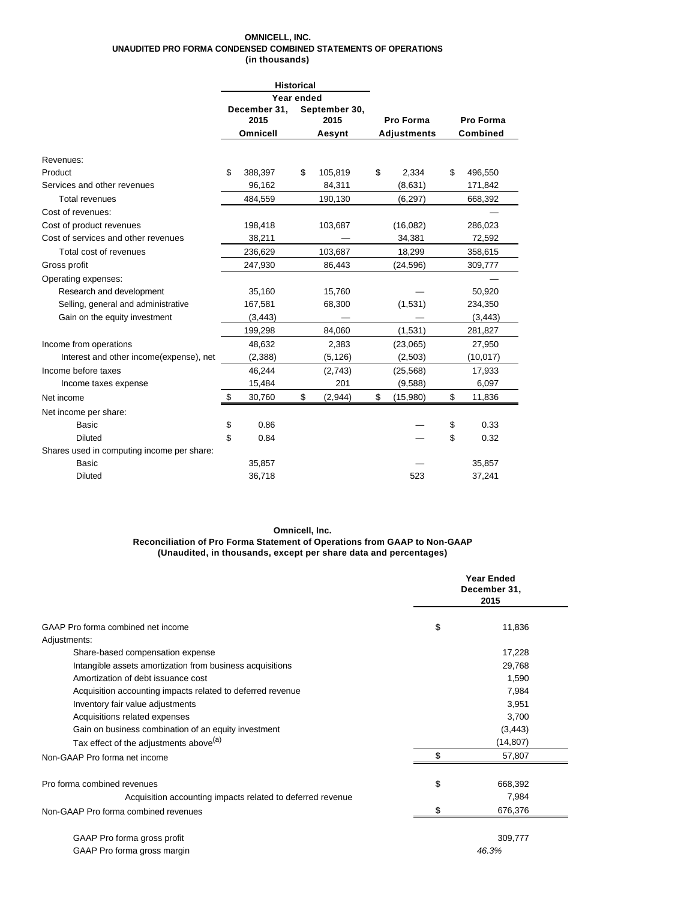**OMNICELL, INC.**
**UNAUDITED PRO FORMA CONDENSED COMBINED STATEMENTS OF OPERATIONS**
**(in thousands)**

| | Historical | | | |
|---|---|---|---|---|
| | Year ended | | | |
| | December 31, 2015 | September 30, 2015 | Pro Forma | Pro Forma |
| | Omnicell | Aesynt | Adjustments | Combined |
| Revenues: | | | | |
| Product | $ 388,397 | $ 105,819 | $ 2,334 | $ 496,550 |
| Services and other revenues | 96,162 | 84,311 | (8,631) | 171,842 |
| Total revenues | 484,559 | 190,130 | (6,297) | 668,392 |
| Cost of revenues: | | | | — |
| Cost of product revenues | 198,418 | 103,687 | (16,082) | 286,023 |
| Cost of services and other revenues | 38,211 | — | 34,381 | 72,592 |
| Total cost of revenues | 236,629 | 103,687 | 18,299 | 358,615 |
| Gross profit | 247,930 | 86,443 | (24,596) | 309,777 |
| Operating expenses: | | | | — |
| Research and development | 35,160 | 15,760 | — | 50,920 |
| Selling, general and administrative | 167,581 | 68,300 | (1,531) | 234,350 |
| Gain on the equity investment | (3,443) | — | — | (3,443) |
| | 199,298 | 84,060 | (1,531) | 281,827 |
| Income from operations | 48,632 | 2,383 | (23,065) | 27,950 |
| Interest and other income(expense), net | (2,388) | (5,126) | (2,503) | (10,017) |
| Income before taxes | 46,244 | (2,743) | (25,568) | 17,933 |
| Income taxes expense | 15,484 | 201 | (9,588) | 6,097 |
| Net income | $ 30,760 | $ (2,944) | $ (15,980) | $ 11,836 |
| Net income per share: | | | | |
| Basic | $ 0.86 | | — | $ 0.33 |
| Diluted | $ 0.84 | | — | $ 0.32 |
| Shares used in computing income per share: | | | | |
| Basic | 35,857 | | — | 35,857 |
| Diluted | 36,718 | | 523 | 37,241 |

**Omnicell, Inc.**
**Reconciliation of Pro Forma Statement of Operations from GAAP to Non-GAAP**
**(Unaudited, in thousands, except per share data and percentages)**

| | Year Ended December 31, 2015 |
|---|---|
| GAAP Pro forma combined net income | $ 11,836 |
| Adjustments: | |
| Share-based compensation expense | 17,228 |
| Intangible assets amortization from business acquisitions | 29,768 |
| Amortization of debt issuance cost | 1,590 |
| Acquisition accounting impacts related to deferred revenue | 7,984 |
| Inventory fair value adjustments | 3,951 |
| Acquisitions related expenses | 3,700 |
| Gain on business combination of an equity investment | (3,443) |
| Tax effect of the adjustments above[(a)] | (14,807) |
| Non-GAAP Pro forma net income | $ 57,807 |
| | |
| Pro forma combined revenues | $ 668,392 |
| Acquisition accounting impacts related to deferred revenue | 7,984 |
| Non-GAAP Pro forma combined revenues | $ 676,376 |
| | |
| GAAP Pro forma gross profit | 309,777 |
| GAAP Pro forma gross margin | *46.3%* |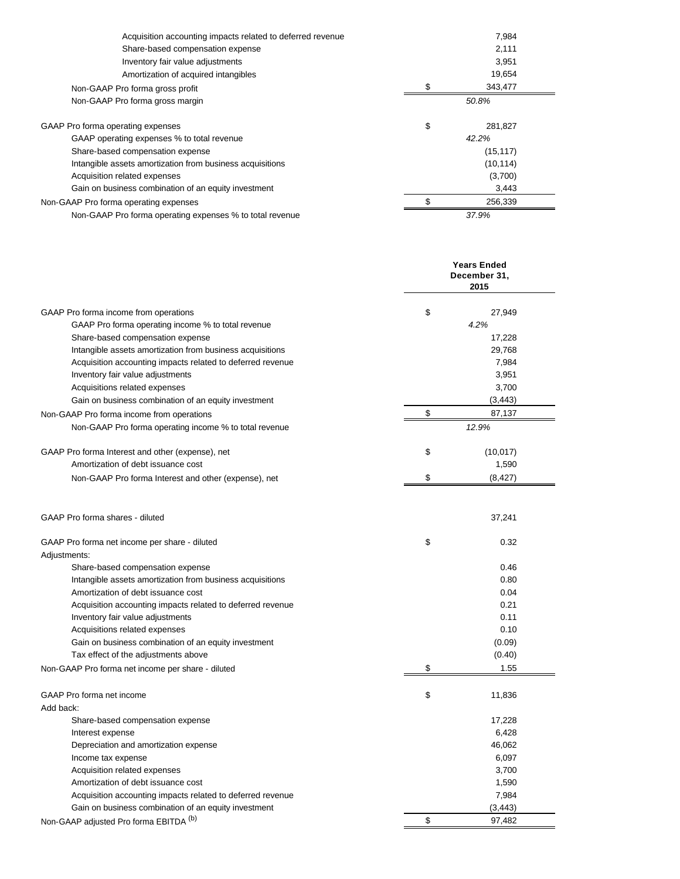| | |
|---|---|
| Acquisition accounting impacts related to deferred revenue | 7,984 |
| Share-based compensation expense | 2,111 |
| Inventory fair value adjustments | 3,951 |
| Amortization of acquired intangibles | 19,654 |
| Non-GAAP Pro forma gross profit | $ 343,477 |
| Non-GAAP Pro forma gross margin | *50.8%* |
| | |
| GAAP Pro forma operating expenses | $ 281,827 |
| GAAP operating expenses % to total revenue | *42.2%* |
| Share-based compensation expense | (15,117) |
| Intangible assets amortization from business acquisitions | (10,114) |
| Acquisition related expenses | (3,700) |
| Gain on business combination of an equity investment | 3,443 |
| Non-GAAP Pro forma operating expenses | $ 256,339 |
| Non-GAAP Pro forma operating expenses % to total revenue | *37.9%* |

| | Years Ended December 31, 2015 |
|---|---|
| GAAP Pro forma income from operations | $ 27,949 |
| GAAP Pro forma operating income % to total revenue | *4.2%* |
| Share-based compensation expense | 17,228 |
| Intangible assets amortization from business acquisitions | 29,768 |
| Acquisition accounting impacts related to deferred revenue | 7,984 |
| Inventory fair value adjustments | 3,951 |
| Acquisitions related expenses | 3,700 |
| Gain on business combination of an equity investment | (3,443) |
| Non-GAAP Pro forma income from operations | $ 87,137 |
| Non-GAAP Pro forma operating income % to total revenue | *12.9%* |
| | |
| GAAP Pro forma Interest and other (expense), net | $ (10,017) |
| Amortization of debt issuance cost | 1,590 |
| Non-GAAP Pro forma Interest and other (expense), net | $ (8,427) |
| | |
| GAAP Pro forma shares - diluted | 37,241 |
| | |
| GAAP Pro forma net income per share - diluted | $ 0.32 |
| Adjustments: | |
| Share-based compensation expense | 0.46 |
| Intangible assets amortization from business acquisitions | 0.80 |
| Amortization of debt issuance cost | 0.04 |
| Acquisition accounting impacts related to deferred revenue | 0.21 |
| Inventory fair value adjustments | 0.11 |
| Acquisitions related expenses | 0.10 |
| Gain on business combination of an equity investment | (0.09) |
| Tax effect of the adjustments above | (0.40) |
| Non-GAAP Pro forma net income per share - diluted | $ 1.55 |
| | |
| GAAP Pro forma net income | $ 11,836 |
| Add back: | |
| Share-based compensation expense | 17,228 |
| Interest expense | 6,428 |
| Depreciation and amortization expense | 46,062 |
| Income tax expense | 6,097 |
| Acquisition related expenses | 3,700 |
| Amortization of debt issuance cost | 1,590 |
| Acquisition accounting impacts related to deferred revenue | 7,984 |
| Gain on business combination of an equity investment | (3,443) |
| Non-GAAP adjusted Pro forma EBITDA (b) | $ 97,482 |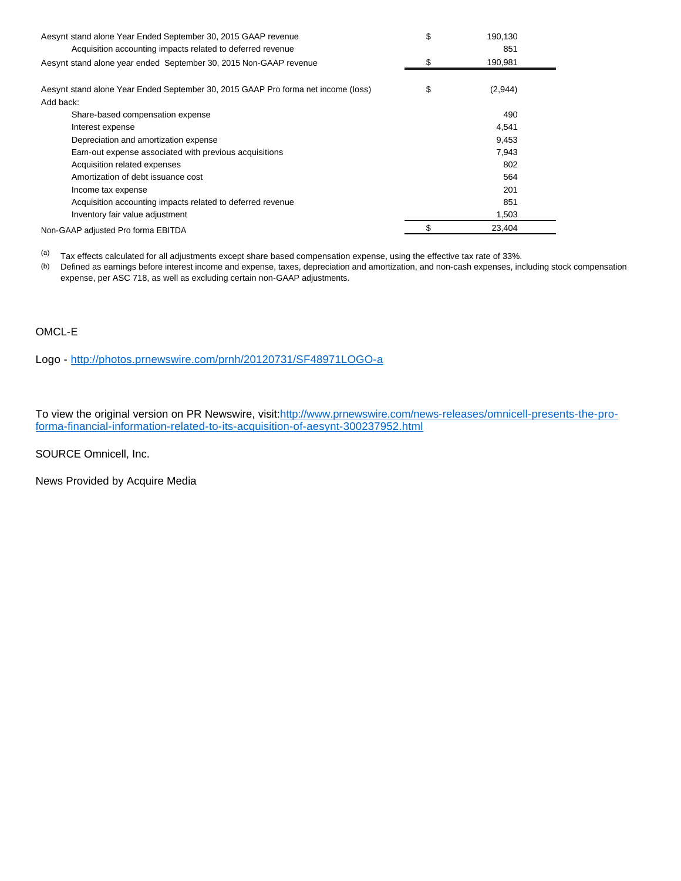| | | |
|---|---|---|
| Aesynt stand alone Year Ended September 30, 2015 GAAP revenue | $ | 190,130 |
| Acquisition accounting impacts related to deferred revenue | | 851 |
| Aesynt stand alone year ended September 30, 2015 Non-GAAP revenue | $ | 190,981 |
| | | |
| Aesynt stand alone Year Ended September 30, 2015 GAAP Pro forma net income (loss) | $ | (2,944) |
| Add back: | | |
| Share-based compensation expense | | 490 |
| Interest expense | | 4,541 |
| Depreciation and amortization expense | | 9,453 |
| Earn-out expense associated with previous acquisitions | | 7,943 |
| Acquisition related expenses | | 802 |
| Amortization of debt issuance cost | | 564 |
| Income tax expense | | 201 |
| Acquisition accounting impacts related to deferred revenue | | 851 |
| Inventory fair value adjustment | | 1,503 |
| Non-GAAP adjusted Pro forma EBITDA | $ | 23,404 |

(a) Tax effects calculated for all adjustments except share based compensation expense, using the effective tax rate of 33%.

(b) Defined as earnings before interest income and expense, taxes, depreciation and amortization, and non-cash expenses, including stock compensation expense, per ASC 718, as well as excluding certain non-GAAP adjustments.

OMCL-E

Logo - http://photos.prnewswire.com/prnh/20120731/SF48971LOGO-a

To view the original version on PR Newswire, visit:http://www.prnewswire.com/news-releases/omnicell-presents-the-pro-forma-financial-information-related-to-its-acquisition-of-aesynt-300237952.html

SOURCE Omnicell, Inc.

News Provided by Acquire Media